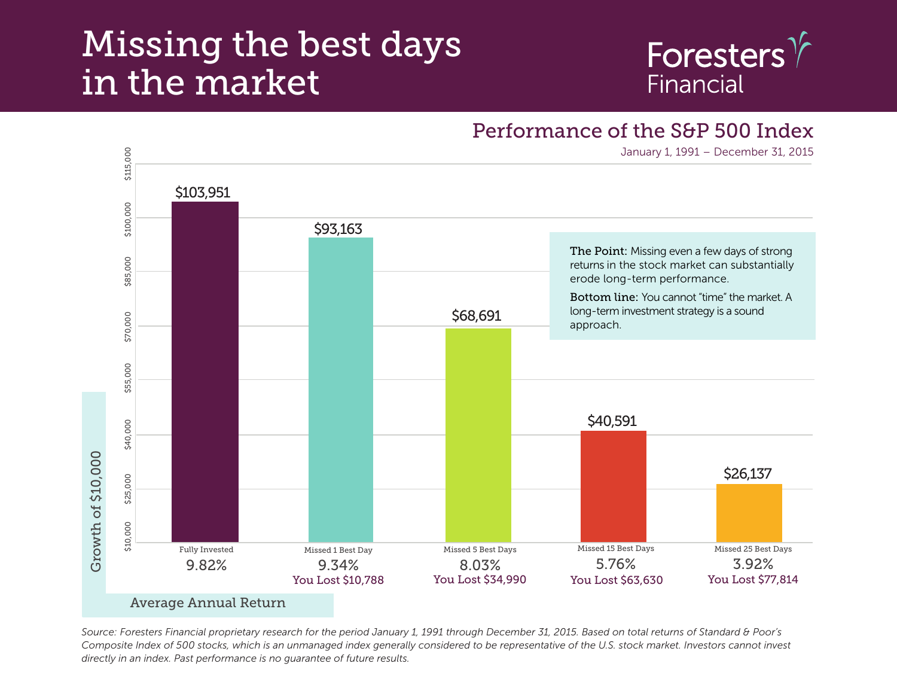# Missing the best days in the market

Foresters Financial

## Performance of the S&P 500 Index

January 1, 1991 – December 31, 2015

| | Fully Invested | Missed 1 Best Day | Missed 5 Best Days | Missed 15 Best Days | Missed 25 Best Days |
|---|---|---|---|---|---|
| Growth of $10,000 | $103,951 | $93,163 | $68,691 | $40,591 | $26,137 |
| Average Annual Return | 9.82% | 9.34% | 8.03% | 5.76% | 3.92% |
| | | You Lost $10,788 | You Lost $34,990 | You Lost $63,630 | You Lost $77,814 |

**The Point:** Missing even a few days of strong returns in the stock market can substantially erode long-term performance.

**Bottom line:** You cannot "time" the market. A long-term investment strategy is a sound approach.

*Source: Foresters Financial proprietary research for the period January 1, 1991 through December 31, 2015. Based on total returns of Standard & Poor's Composite Index of 500 stocks, which is an unmanaged index generally considered to be representative of the U.S. stock market. Investors cannot invest directly in an index. Past performance is no guarantee of future results.*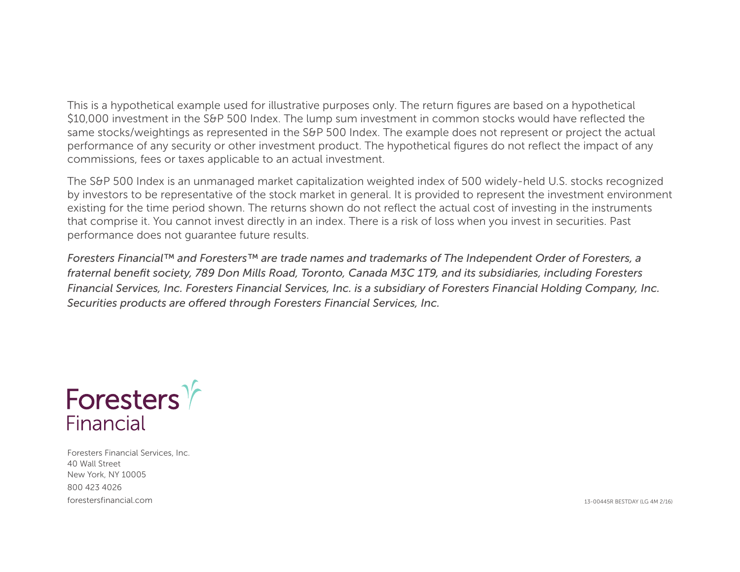This is a hypothetical example used for illustrative purposes only. The return figures are based on a hypothetical $10,000 investment in the S&P 500 Index. The lump sum investment in common stocks would have reflected the same stocks/weightings as represented in the S&P 500 Index. The example does not represent or project the actual performance of any security or other investment product. The hypothetical figures do not reflect the impact of any commissions, fees or taxes applicable to an actual investment.

The S&P 500 Index is an unmanaged market capitalization weighted index of 500 widely-held U.S. stocks recognized by investors to be representative of the stock market in general. It is provided to represent the investment environment existing for the time period shown. The returns shown do not reflect the actual cost of investing in the instruments that comprise it. You cannot invest directly in an index. There is a risk of loss when you invest in securities. Past performance does not guarantee future results.

*Foresters Financial™ and Foresters™ are trade names and trademarks of The Independent Order of Foresters, a fraternal benefit society, 789 Don Mills Road, Toronto, Canada M3C 1T9, and its subsidiaries, including Foresters Financial Services, Inc. Foresters Financial Services, Inc. is a subsidiary of Foresters Financial Holding Company, Inc. Securities products are offered through Foresters Financial Services, Inc.*

Foresters Financial

Foresters Financial Services, Inc.
40 Wall Street
New York, NY 10005
800 423 4026
forestersfinancial.com

13-00445R BESTDAY (LG 4M 2/16)